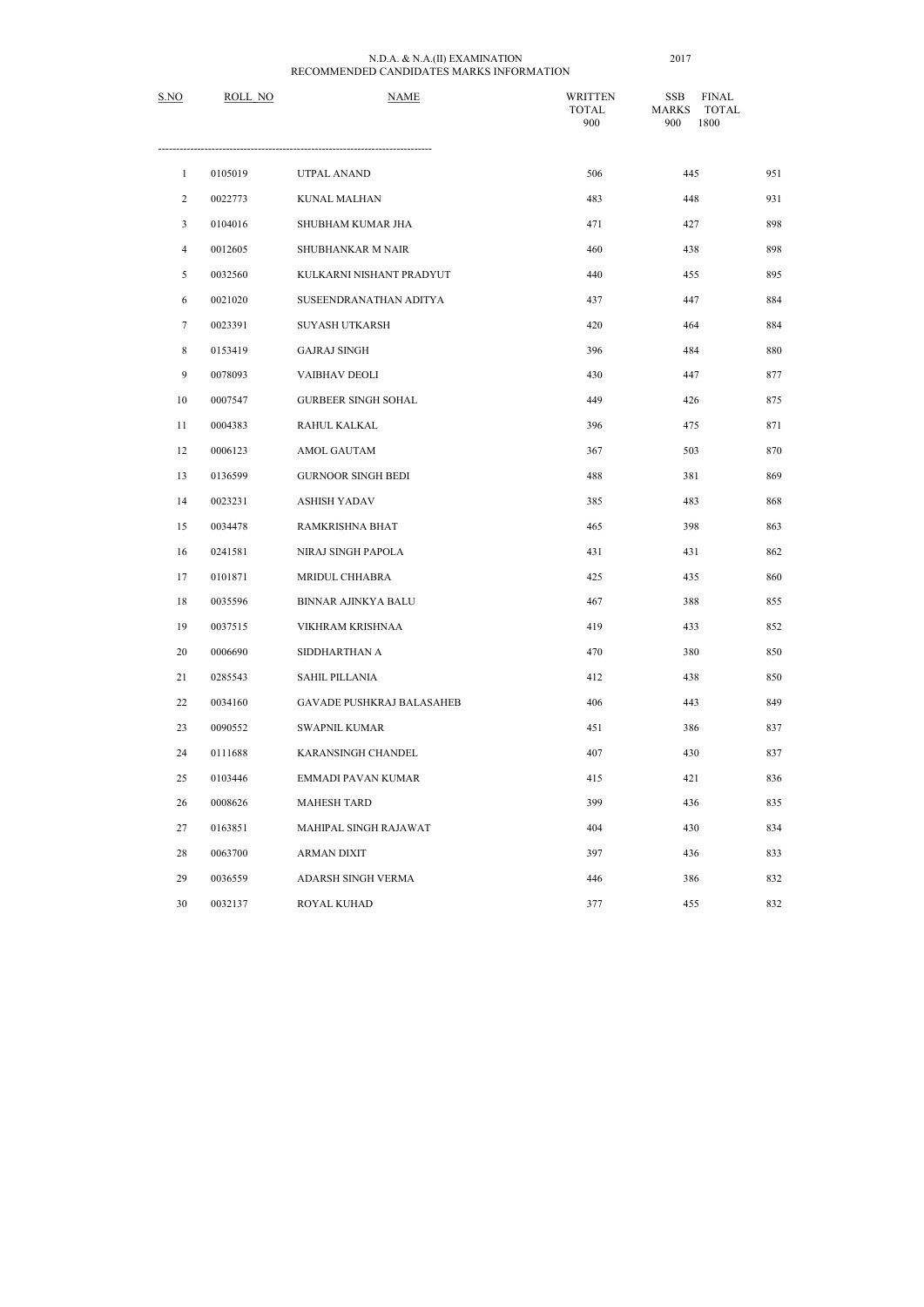N.D.A. & N.A.(II) EXAMINATION 2017

RECOMMENDED CANDIDATES MARKS INFORMATION

| S.NO | ROLL NO | NAME | WRITTEN TOTAL 900 | SSB MARKS 900 | FINAL TOTAL 1800 |
|---|---|---|---|---|---|
| 1 | 0105019 | UTPAL ANAND | 506 | 445 | 951 |
| 2 | 0022773 | KUNAL MALHAN | 483 | 448 | 931 |
| 3 | 0104016 | SHUBHAM KUMAR JHA | 471 | 427 | 898 |
| 4 | 0012605 | SHUBHANKAR M NAIR | 460 | 438 | 898 |
| 5 | 0032560 | KULKARNI NISHANT PRADYUT | 440 | 455 | 895 |
| 6 | 0021020 | SUSEENDRANATHAN ADITYA | 437 | 447 | 884 |
| 7 | 0023391 | SUYASH UTKARSH | 420 | 464 | 884 |
| 8 | 0153419 | GAJRAJ SINGH | 396 | 484 | 880 |
| 9 | 0078093 | VAIBHAV DEOLI | 430 | 447 | 877 |
| 10 | 0007547 | GURBEER SINGH SOHAL | 449 | 426 | 875 |
| 11 | 0004383 | RAHUL KALKAL | 396 | 475 | 871 |
| 12 | 0006123 | AMOL GAUTAM | 367 | 503 | 870 |
| 13 | 0136599 | GURNOOR SINGH BEDI | 488 | 381 | 869 |
| 14 | 0023231 | ASHISH YADAV | 385 | 483 | 868 |
| 15 | 0034478 | RAMKRISHNA BHAT | 465 | 398 | 863 |
| 16 | 0241581 | NIRAJ SINGH PAPOLA | 431 | 431 | 862 |
| 17 | 0101871 | MRIDUL CHHABRA | 425 | 435 | 860 |
| 18 | 0035596 | BINNAR AJINKYA BALU | 467 | 388 | 855 |
| 19 | 0037515 | VIKHRAM KRISHNAA | 419 | 433 | 852 |
| 20 | 0006690 | SIDDHARTHAN A | 470 | 380 | 850 |
| 21 | 0285543 | SAHIL PILLANIA | 412 | 438 | 850 |
| 22 | 0034160 | GAVADE PUSHKRAJ BALASAHEB | 406 | 443 | 849 |
| 23 | 0090552 | SWAPNIL KUMAR | 451 | 386 | 837 |
| 24 | 0111688 | KARANSINGH CHANDEL | 407 | 430 | 837 |
| 25 | 0103446 | EMMADI PAVAN KUMAR | 415 | 421 | 836 |
| 26 | 0008626 | MAHESH TARD | 399 | 436 | 835 |
| 27 | 0163851 | MAHIPAL SINGH RAJAWAT | 404 | 430 | 834 |
| 28 | 0063700 | ARMAN DIXIT | 397 | 436 | 833 |
| 29 | 0036559 | ADARSH SINGH VERMA | 446 | 386 | 832 |
| 30 | 0032137 | ROYAL KUHAD | 377 | 455 | 832 |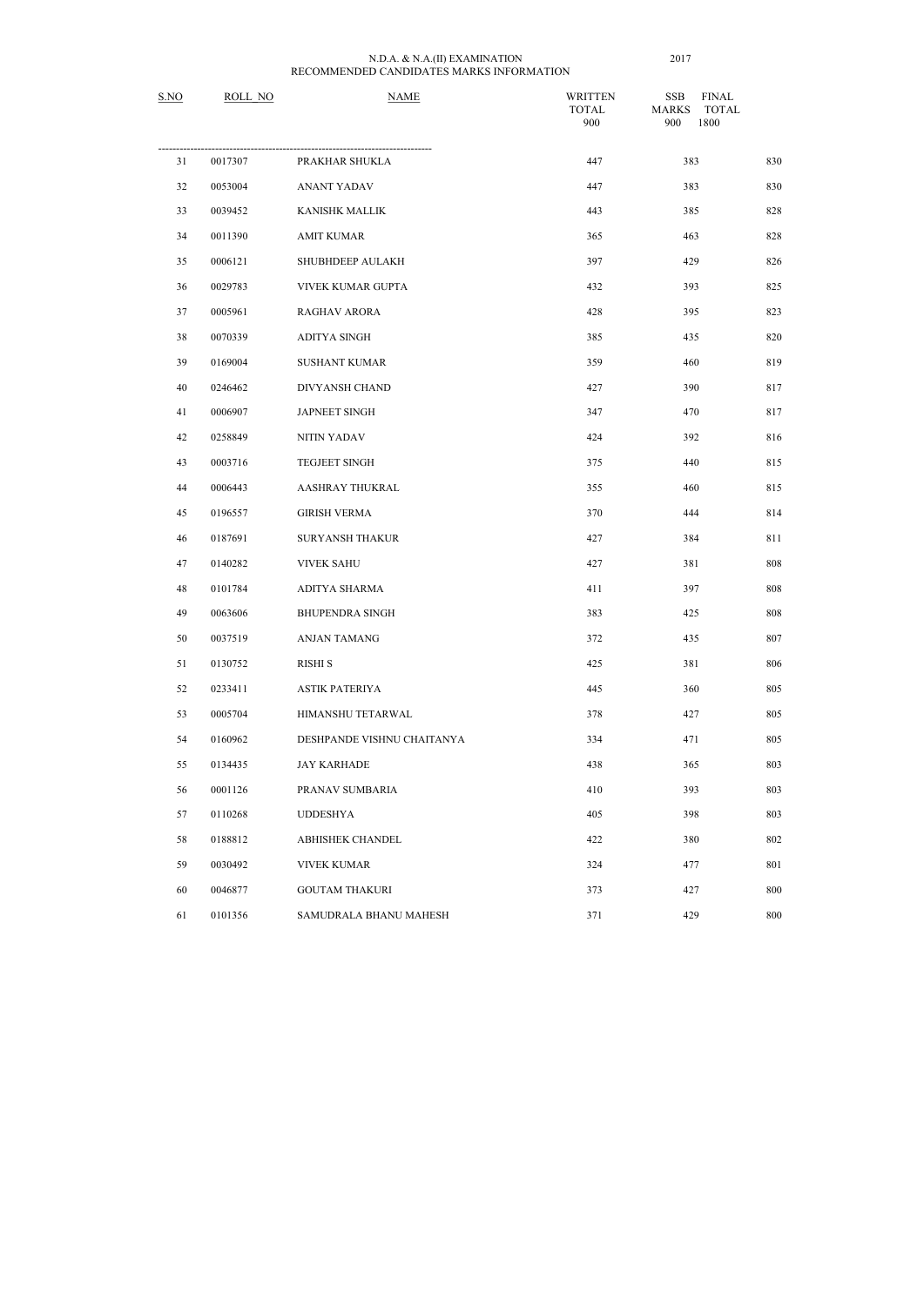N.D.A. & N.A.(II) EXAMINATION 2017
RECOMMENDED CANDIDATES MARKS INFORMATION

| S.NO | ROLL NO | NAME | WRITTEN TOTAL 900 | SSB MARKS 900 | FINAL TOTAL 1800 |
|---|---|---|---|---|---|
| 31 | 0017307 | PRAKHAR SHUKLA | 447 | 383 | 830 |
| 32 | 0053004 | ANANT YADAV | 447 | 383 | 830 |
| 33 | 0039452 | KANISHK MALLIK | 443 | 385 | 828 |
| 34 | 0011390 | AMIT KUMAR | 365 | 463 | 828 |
| 35 | 0006121 | SHUBHDEEP AULAKH | 397 | 429 | 826 |
| 36 | 0029783 | VIVEK KUMAR GUPTA | 432 | 393 | 825 |
| 37 | 0005961 | RAGHAV ARORA | 428 | 395 | 823 |
| 38 | 0070339 | ADITYA SINGH | 385 | 435 | 820 |
| 39 | 0169004 | SUSHANT KUMAR | 359 | 460 | 819 |
| 40 | 0246462 | DIVYANSH CHAND | 427 | 390 | 817 |
| 41 | 0006907 | JAPNEET SINGH | 347 | 470 | 817 |
| 42 | 0258849 | NITIN YADAV | 424 | 392 | 816 |
| 43 | 0003716 | TEGJEET SINGH | 375 | 440 | 815 |
| 44 | 0006443 | AASHRAY THUKRAL | 355 | 460 | 815 |
| 45 | 0196557 | GIRISH VERMA | 370 | 444 | 814 |
| 46 | 0187691 | SURYANSH THAKUR | 427 | 384 | 811 |
| 47 | 0140282 | VIVEK SAHU | 427 | 381 | 808 |
| 48 | 0101784 | ADITYA SHARMA | 411 | 397 | 808 |
| 49 | 0063606 | BHUPENDRA SINGH | 383 | 425 | 808 |
| 50 | 0037519 | ANJAN TAMANG | 372 | 435 | 807 |
| 51 | 0130752 | RISHI S | 425 | 381 | 806 |
| 52 | 0233411 | ASTIK PATERIYA | 445 | 360 | 805 |
| 53 | 0005704 | HIMANSHU TETARWAL | 378 | 427 | 805 |
| 54 | 0160962 | DESHPANDE VISHNU CHAITANYA | 334 | 471 | 805 |
| 55 | 0134435 | JAY KARHADE | 438 | 365 | 803 |
| 56 | 0001126 | PRANAV SUMBARIA | 410 | 393 | 803 |
| 57 | 0110268 | UDDESHYA | 405 | 398 | 803 |
| 58 | 0188812 | ABHISHEK CHANDEL | 422 | 380 | 802 |
| 59 | 0030492 | VIVEK KUMAR | 324 | 477 | 801 |
| 60 | 0046877 | GOUTAM THAKURI | 373 | 427 | 800 |
| 61 | 0101356 | SAMUDRALA BHANU MAHESH | 371 | 429 | 800 |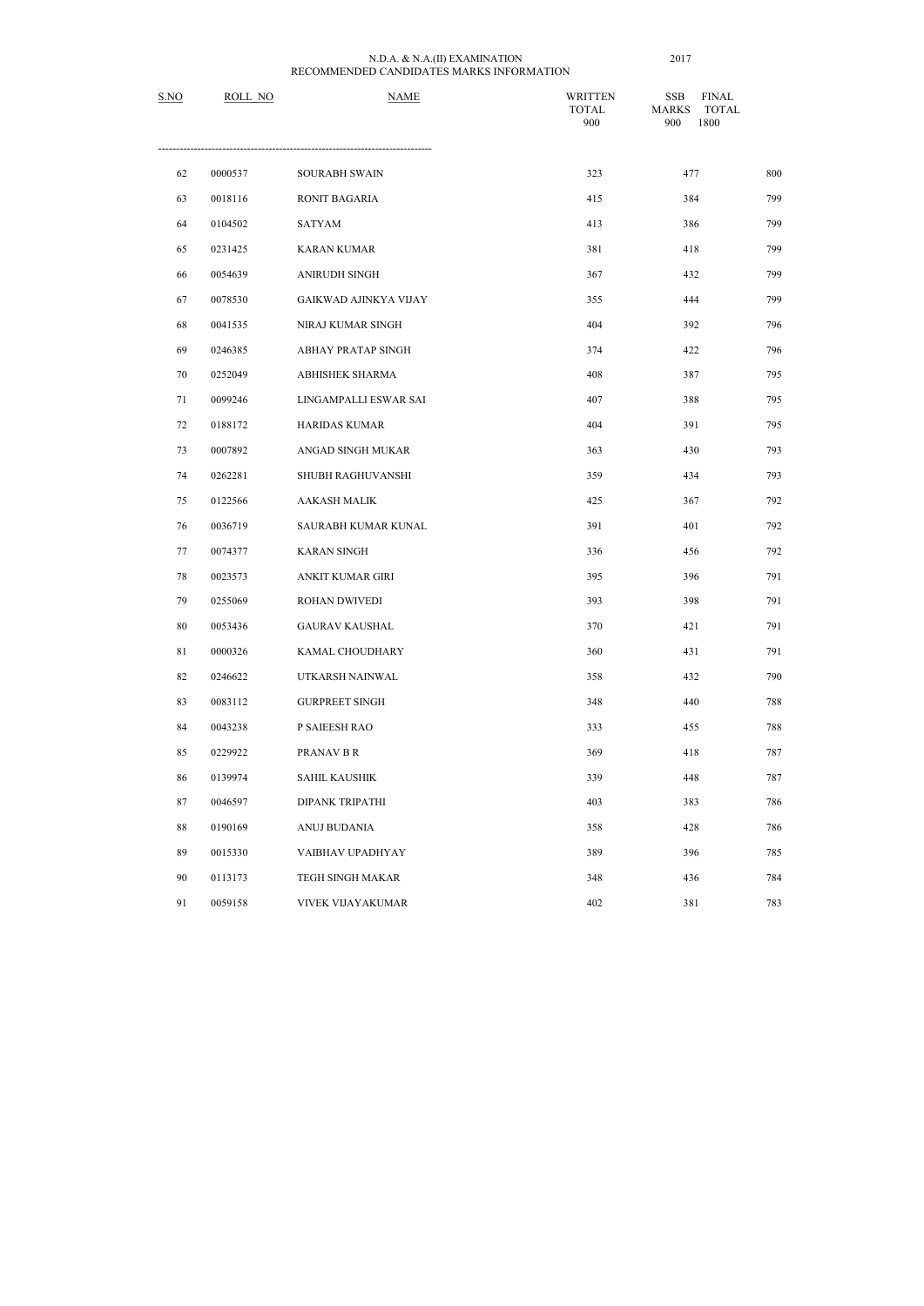N.D.A. & N.A.(II) EXAMINATION 2017

RECOMMENDED CANDIDATES MARKS INFORMATION

| S.NO | ROLL NO | NAME | WRITTEN TOTAL 900 | SSB MARKS 900 | FINAL TOTAL 1800 |
|---|---|---|---|---|---|
| 62 | 0000537 | SOURABH SWAIN | 323 | 477 | 800 |
| 63 | 0018116 | RONIT BAGARIA | 415 | 384 | 799 |
| 64 | 0104502 | SATYAM | 413 | 386 | 799 |
| 65 | 0231425 | KARAN KUMAR | 381 | 418 | 799 |
| 66 | 0054639 | ANIRUDH SINGH | 367 | 432 | 799 |
| 67 | 0078530 | GAIKWAD AJINKYA VIJAY | 355 | 444 | 799 |
| 68 | 0041535 | NIRAJ KUMAR SINGH | 404 | 392 | 796 |
| 69 | 0246385 | ABHAY PRATAP SINGH | 374 | 422 | 796 |
| 70 | 0252049 | ABHISHEK SHARMA | 408 | 387 | 795 |
| 71 | 0099246 | LINGAMPALLI ESWAR SAI | 407 | 388 | 795 |
| 72 | 0188172 | HARIDAS KUMAR | 404 | 391 | 795 |
| 73 | 0007892 | ANGAD SINGH MUKAR | 363 | 430 | 793 |
| 74 | 0262281 | SHUBH RAGHUVANSHI | 359 | 434 | 793 |
| 75 | 0122566 | AAKASH MALIK | 425 | 367 | 792 |
| 76 | 0036719 | SAURABH KUMAR KUNAL | 391 | 401 | 792 |
| 77 | 0074377 | KARAN SINGH | 336 | 456 | 792 |
| 78 | 0023573 | ANKIT KUMAR GIRI | 395 | 396 | 791 |
| 79 | 0255069 | ROHAN DWIVEDI | 393 | 398 | 791 |
| 80 | 0053436 | GAURAV KAUSHAL | 370 | 421 | 791 |
| 81 | 0000326 | KAMAL CHOUDHARY | 360 | 431 | 791 |
| 82 | 0246622 | UTKARSH NAINWAL | 358 | 432 | 790 |
| 83 | 0083112 | GURPREET SINGH | 348 | 440 | 788 |
| 84 | 0043238 | P SAIEESH RAO | 333 | 455 | 788 |
| 85 | 0229922 | PRANAV B R | 369 | 418 | 787 |
| 86 | 0139974 | SAHIL KAUSHIK | 339 | 448 | 787 |
| 87 | 0046597 | DIPANK TRIPATHI | 403 | 383 | 786 |
| 88 | 0190169 | ANUJ BUDANIA | 358 | 428 | 786 |
| 89 | 0015330 | VAIBHAV UPADHYAY | 389 | 396 | 785 |
| 90 | 0113173 | TEGH SINGH MAKAR | 348 | 436 | 784 |
| 91 | 0059158 | VIVEK VIJAYAKUMAR | 402 | 381 | 783 |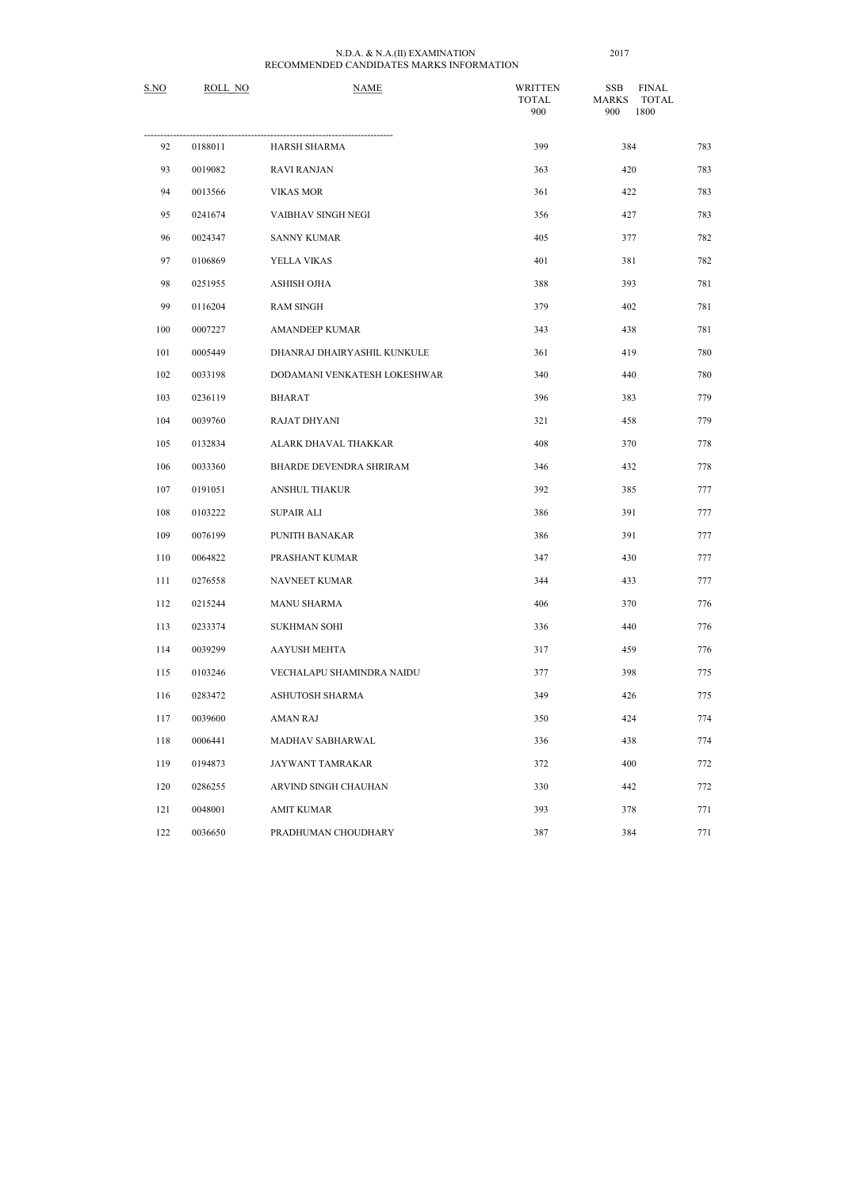N.D.A. & N.A.(II) EXAMINATION 2017

RECOMMENDED CANDIDATES MARKS INFORMATION

| S.NO | ROLL NO | NAME | WRITTEN TOTAL 900 | SSB MARKS 900 | FINAL TOTAL 1800 |
|---|---|---|---|---|---|
| 92 | 0188011 | HARSH SHARMA | 399 | 384 | 783 |
| 93 | 0019082 | RAVI RANJAN | 363 | 420 | 783 |
| 94 | 0013566 | VIKAS MOR | 361 | 422 | 783 |
| 95 | 0241674 | VAIBHAV SINGH NEGI | 356 | 427 | 783 |
| 96 | 0024347 | SANNY KUMAR | 405 | 377 | 782 |
| 97 | 0106869 | YELLA VIKAS | 401 | 381 | 782 |
| 98 | 0251955 | ASHISH OJHA | 388 | 393 | 781 |
| 99 | 0116204 | RAM SINGH | 379 | 402 | 781 |
| 100 | 0007227 | AMANDEEP KUMAR | 343 | 438 | 781 |
| 101 | 0005449 | DHANRAJ DHAIRYASHIL KUNKULE | 361 | 419 | 780 |
| 102 | 0033198 | DODAMANI VENKATESH LOKESHWAR | 340 | 440 | 780 |
| 103 | 0236119 | BHARAT | 396 | 383 | 779 |
| 104 | 0039760 | RAJAT DHYANI | 321 | 458 | 779 |
| 105 | 0132834 | ALARK DHAVAL THAKKAR | 408 | 370 | 778 |
| 106 | 0033360 | BHARDE DEVENDRA SHRIRAM | 346 | 432 | 778 |
| 107 | 0191051 | ANSHUL THAKUR | 392 | 385 | 777 |
| 108 | 0103222 | SUPAIR ALI | 386 | 391 | 777 |
| 109 | 0076199 | PUNITH BANAKAR | 386 | 391 | 777 |
| 110 | 0064822 | PRASHANT KUMAR | 347 | 430 | 777 |
| 111 | 0276558 | NAVNEET KUMAR | 344 | 433 | 777 |
| 112 | 0215244 | MANU SHARMA | 406 | 370 | 776 |
| 113 | 0233374 | SUKHMAN SOHI | 336 | 440 | 776 |
| 114 | 0039299 | AAYUSH MEHTA | 317 | 459 | 776 |
| 115 | 0103246 | VECHALAPU SHAMINDRA NAIDU | 377 | 398 | 775 |
| 116 | 0283472 | ASHUTOSH SHARMA | 349 | 426 | 775 |
| 117 | 0039600 | AMAN RAJ | 350 | 424 | 774 |
| 118 | 0006441 | MADHAV SABHARWAL | 336 | 438 | 774 |
| 119 | 0194873 | JAYWANT TAMRAKAR | 372 | 400 | 772 |
| 120 | 0286255 | ARVIND SINGH CHAUHAN | 330 | 442 | 772 |
| 121 | 0048001 | AMIT KUMAR | 393 | 378 | 771 |
| 122 | 0036650 | PRADHUMAN CHOUDHARY | 387 | 384 | 771 |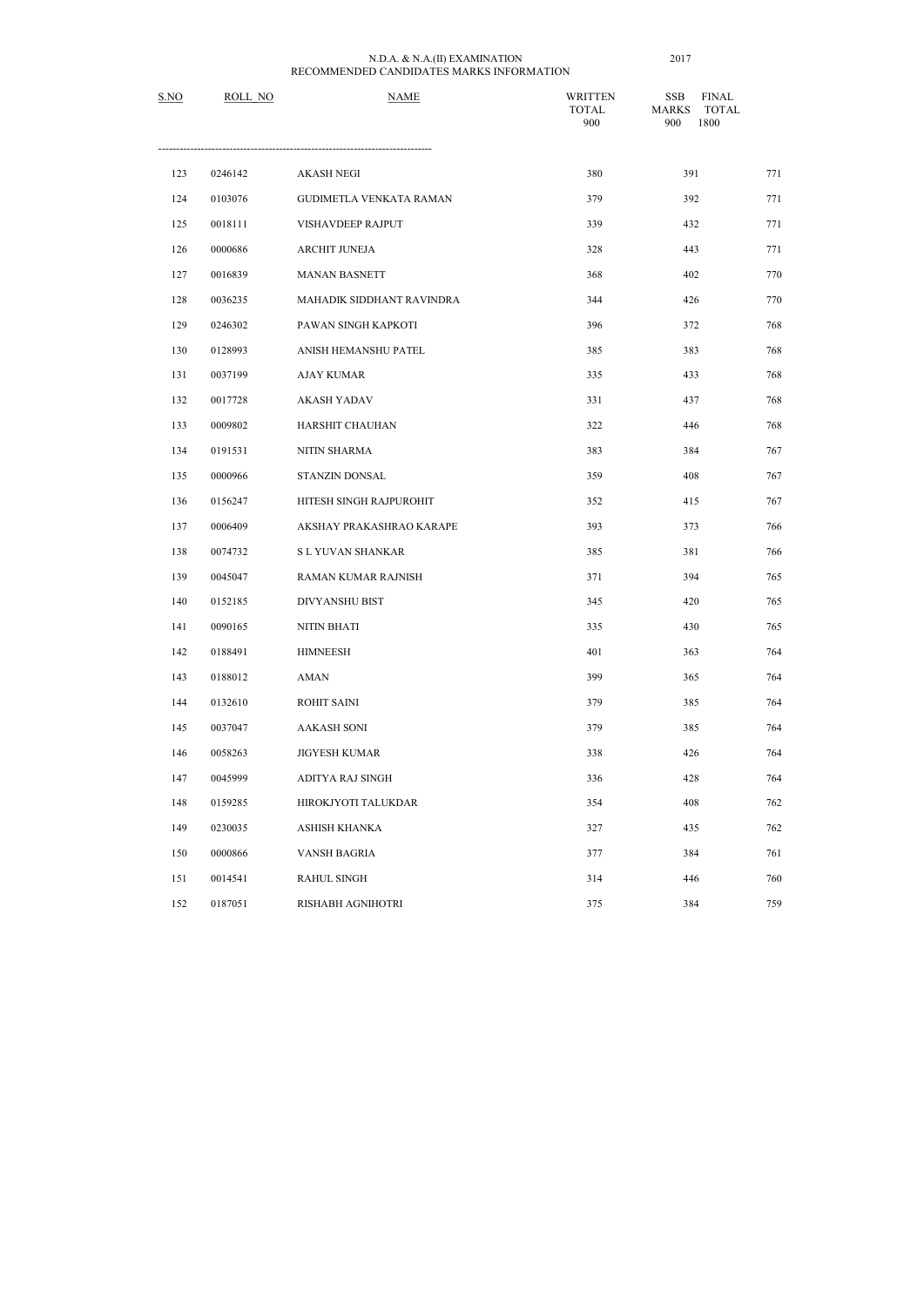N.D.A. & N.A.(II) EXAMINATION 2017
RECOMMENDED CANDIDATES MARKS INFORMATION

| S.NO | ROLL NO | NAME | WRITTEN TOTAL 900 | SSB MARKS 900 | FINAL TOTAL 1800 |
|---|---|---|---|---|---|
| 123 | 0246142 | AKASH NEGI | 380 | 391 | 771 |
| 124 | 0103076 | GUDIMETLA VENKATA RAMAN | 379 | 392 | 771 |
| 125 | 0018111 | VISHAVDEEP RAJPUT | 339 | 432 | 771 |
| 126 | 0000686 | ARCHIT JUNEJA | 328 | 443 | 771 |
| 127 | 0016839 | MANAN BASNETT | 368 | 402 | 770 |
| 128 | 0036235 | MAHADIK SIDDHANT RAVINDRA | 344 | 426 | 770 |
| 129 | 0246302 | PAWAN SINGH KAPKOTI | 396 | 372 | 768 |
| 130 | 0128993 | ANISH HEMANSHU PATEL | 385 | 383 | 768 |
| 131 | 0037199 | AJAY KUMAR | 335 | 433 | 768 |
| 132 | 0017728 | AKASH YADAV | 331 | 437 | 768 |
| 133 | 0009802 | HARSHIT CHAUHAN | 322 | 446 | 768 |
| 134 | 0191531 | NITIN SHARMA | 383 | 384 | 767 |
| 135 | 0000966 | STANZIN DONSAL | 359 | 408 | 767 |
| 136 | 0156247 | HITESH SINGH RAJPUROHIT | 352 | 415 | 767 |
| 137 | 0006409 | AKSHAY PRAKASHRAO KARAPE | 393 | 373 | 766 |
| 138 | 0074732 | S L YUVAN SHANKAR | 385 | 381 | 766 |
| 139 | 0045047 | RAMAN KUMAR RAJNISH | 371 | 394 | 765 |
| 140 | 0152185 | DIVYANSHU BIST | 345 | 420 | 765 |
| 141 | 0090165 | NITIN BHATI | 335 | 430 | 765 |
| 142 | 0188491 | HIMNEESH | 401 | 363 | 764 |
| 143 | 0188012 | AMAN | 399 | 365 | 764 |
| 144 | 0132610 | ROHIT SAINI | 379 | 385 | 764 |
| 145 | 0037047 | AAKASH SONI | 379 | 385 | 764 |
| 146 | 0058263 | JIGYESH KUMAR | 338 | 426 | 764 |
| 147 | 0045999 | ADITYA RAJ SINGH | 336 | 428 | 764 |
| 148 | 0159285 | HIROKJYOTI TALUKDAR | 354 | 408 | 762 |
| 149 | 0230035 | ASHISH KHANKA | 327 | 435 | 762 |
| 150 | 0000866 | VANSH BAGRIA | 377 | 384 | 761 |
| 151 | 0014541 | RAHUL SINGH | 314 | 446 | 760 |
| 152 | 0187051 | RISHABH AGNIHOTRI | 375 | 384 | 759 |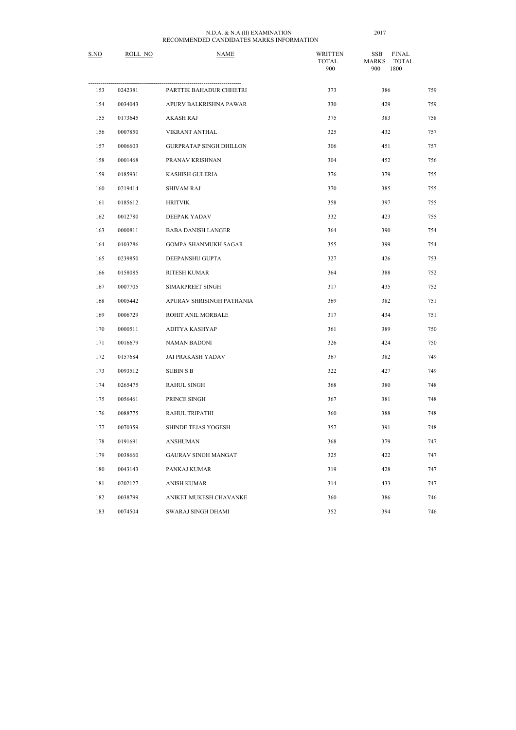N.D.A. & N.A.(II) EXAMINATION 2017
RECOMMENDED CANDIDATES MARKS INFORMATION

| S.NO | ROLL_NO | NAME | WRITTEN TOTAL 900 | SSB MARKS 900 | FINAL TOTAL 1800 |
|---|---|---|---|---|---|
| 153 | 0242381 | PARTTIK BAHADUR CHHETRI | 373 | 386 | 759 |
| 154 | 0034043 | APURV BALKRISHNA PAWAR | 330 | 429 | 759 |
| 155 | 0173645 | AKASH RAJ | 375 | 383 | 758 |
| 156 | 0007850 | VIKRANT ANTHAL | 325 | 432 | 757 |
| 157 | 0006603 | GURPRATAP SINGH DHILLON | 306 | 451 | 757 |
| 158 | 0001468 | PRANAV KRISHNAN | 304 | 452 | 756 |
| 159 | 0185931 | KASHISH GULERIA | 376 | 379 | 755 |
| 160 | 0219414 | SHIVAM RAJ | 370 | 385 | 755 |
| 161 | 0185612 | HRITVIK | 358 | 397 | 755 |
| 162 | 0012780 | DEEPAK YADAV | 332 | 423 | 755 |
| 163 | 0000811 | BABA DANISH LANGER | 364 | 390 | 754 |
| 164 | 0103286 | GOMPA SHANMUKH SAGAR | 355 | 399 | 754 |
| 165 | 0239850 | DEEPANSHU GUPTA | 327 | 426 | 753 |
| 166 | 0158085 | RITESH KUMAR | 364 | 388 | 752 |
| 167 | 0007705 | SIMARPREET SINGH | 317 | 435 | 752 |
| 168 | 0005442 | APURAV SHRISINGH PATHANIA | 369 | 382 | 751 |
| 169 | 0006729 | ROHIT ANIL MORBALE | 317 | 434 | 751 |
| 170 | 0000511 | ADITYA KASHYAP | 361 | 389 | 750 |
| 171 | 0016679 | NAMAN BADONI | 326 | 424 | 750 |
| 172 | 0157684 | JAI PRAKASH YADAV | 367 | 382 | 749 |
| 173 | 0093512 | SUBIN S B | 322 | 427 | 749 |
| 174 | 0265475 | RAHUL SINGH | 368 | 380 | 748 |
| 175 | 0056461 | PRINCE SINGH | 367 | 381 | 748 |
| 176 | 0088775 | RAHUL TRIPATHI | 360 | 388 | 748 |
| 177 | 0070359 | SHINDE TEJAS YOGESH | 357 | 391 | 748 |
| 178 | 0191691 | ANSHUMAN | 368 | 379 | 747 |
| 179 | 0038660 | GAURAV SINGH MANGAT | 325 | 422 | 747 |
| 180 | 0043143 | PANKAJ KUMAR | 319 | 428 | 747 |
| 181 | 0202127 | ANISH KUMAR | 314 | 433 | 747 |
| 182 | 0038799 | ANIKET MUKESH CHAVANKE | 360 | 386 | 746 |
| 183 | 0074504 | SWARAJ SINGH DHAMI | 352 | 394 | 746 |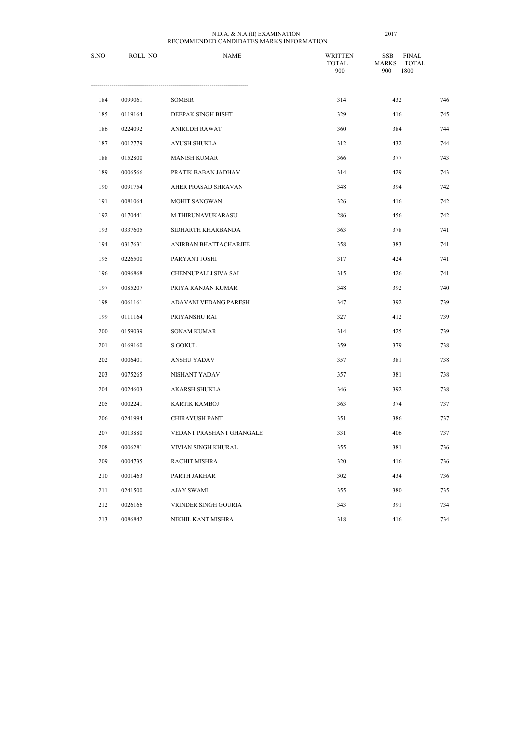N.D.A. & N.A.(II) EXAMINATION 2017
RECOMMENDED CANDIDATES MARKS INFORMATION

| S.NO | ROLL NO | NAME | WRITTEN TOTAL 900 | SSB MARKS 900 | FINAL TOTAL 1800 |
|---|---|---|---|---|---|
| 184 | 0099061 | SOMBIR | 314 | 432 | 746 |
| 185 | 0119164 | DEEPAK SINGH BISHT | 329 | 416 | 745 |
| 186 | 0224092 | ANIRUDH RAWAT | 360 | 384 | 744 |
| 187 | 0012779 | AYUSH SHUKLA | 312 | 432 | 744 |
| 188 | 0152800 | MANISH KUMAR | 366 | 377 | 743 |
| 189 | 0006566 | PRATIK BABAN JADHAV | 314 | 429 | 743 |
| 190 | 0091754 | AHER PRASAD SHRAVAN | 348 | 394 | 742 |
| 191 | 0081064 | MOHIT SANGWAN | 326 | 416 | 742 |
| 192 | 0170441 | M THIRUNAVUKARASU | 286 | 456 | 742 |
| 193 | 0337605 | SIDHARTH KHARBANDA | 363 | 378 | 741 |
| 194 | 0317631 | ANIRBAN BHATTACHARJEE | 358 | 383 | 741 |
| 195 | 0226500 | PARYANT JOSHI | 317 | 424 | 741 |
| 196 | 0096868 | CHENNUPALLI SIVA SAI | 315 | 426 | 741 |
| 197 | 0085207 | PRIYA RANJAN KUMAR | 348 | 392 | 740 |
| 198 | 0061161 | ADAVANI VEDANG PARESH | 347 | 392 | 739 |
| 199 | 0111164 | PRIYANSHU RAI | 327 | 412 | 739 |
| 200 | 0159039 | SONAM KUMAR | 314 | 425 | 739 |
| 201 | 0169160 | S GOKUL | 359 | 379 | 738 |
| 202 | 0006401 | ANSHU YADAV | 357 | 381 | 738 |
| 203 | 0075265 | NISHANT YADAV | 357 | 381 | 738 |
| 204 | 0024603 | AKARSH SHUKLA | 346 | 392 | 738 |
| 205 | 0002241 | KARTIK KAMBOJ | 363 | 374 | 737 |
| 206 | 0241994 | CHIRAYUSH PANT | 351 | 386 | 737 |
| 207 | 0013880 | VEDANT PRASHANT GHANGALE | 331 | 406 | 737 |
| 208 | 0006281 | VIVIAN SINGH KHURAL | 355 | 381 | 736 |
| 209 | 0004735 | RACHIT MISHRA | 320 | 416 | 736 |
| 210 | 0001463 | PARTH JAKHAR | 302 | 434 | 736 |
| 211 | 0241500 | AJAY SWAMI | 355 | 380 | 735 |
| 212 | 0026166 | VRINDER SINGH GOURIA | 343 | 391 | 734 |
| 213 | 0086842 | NIKHIL KANT MISHRA | 318 | 416 | 734 |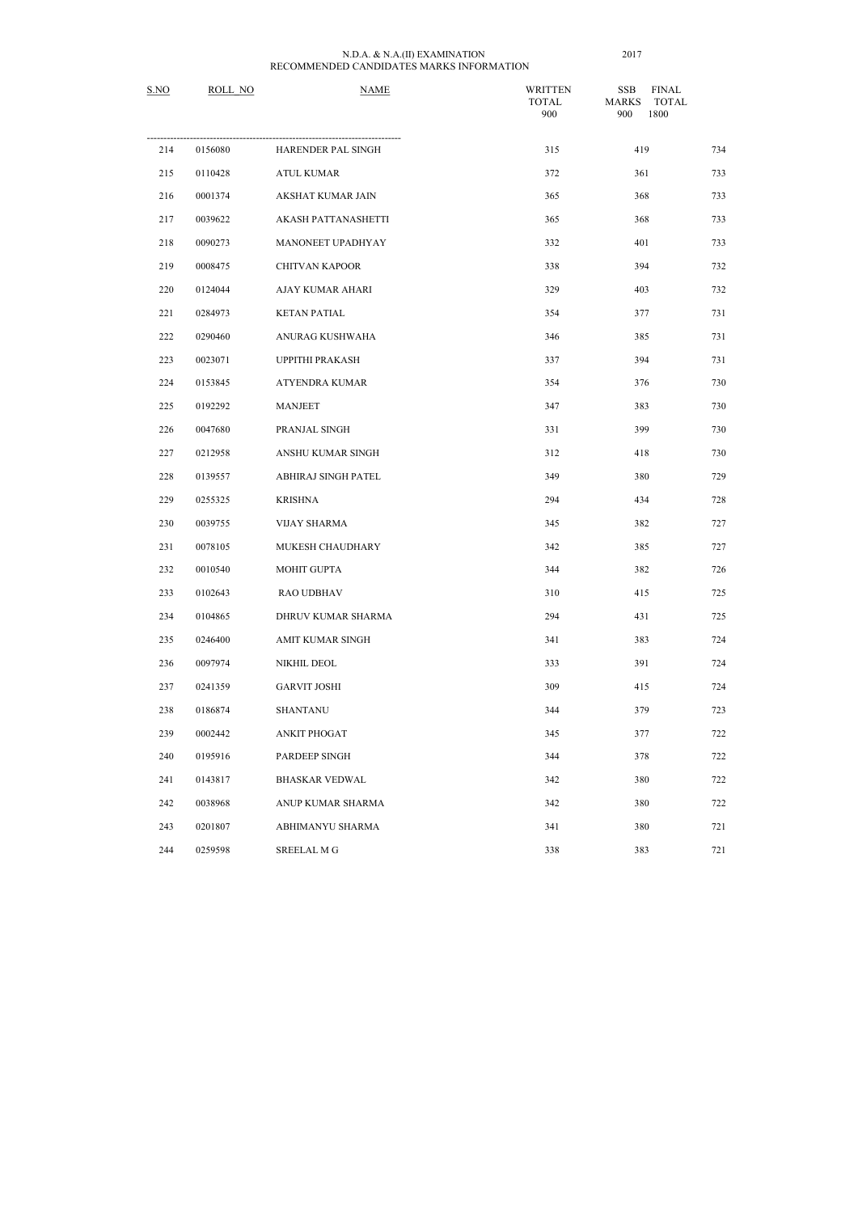N.D.A. & N.A.(II) EXAMINATION 2017

RECOMMENDED CANDIDATES MARKS INFORMATION

| S.NO | ROLL NO | NAME | WRITTEN TOTAL 900 | SSB MARKS 900 | FINAL TOTAL 1800 |
|---|---|---|---|---|---|
| 214 | 0156080 | HARENDER PAL SINGH | 315 | 419 | 734 |
| 215 | 0110428 | ATUL KUMAR | 372 | 361 | 733 |
| 216 | 0001374 | AKSHAT KUMAR JAIN | 365 | 368 | 733 |
| 217 | 0039622 | AKASH PATTANASHETTI | 365 | 368 | 733 |
| 218 | 0090273 | MANONEET UPADHYAY | 332 | 401 | 733 |
| 219 | 0008475 | CHITVAN KAPOOR | 338 | 394 | 732 |
| 220 | 0124044 | AJAY KUMAR AHARI | 329 | 403 | 732 |
| 221 | 0284973 | KETAN PATIAL | 354 | 377 | 731 |
| 222 | 0290460 | ANURAG KUSHWAHA | 346 | 385 | 731 |
| 223 | 0023071 | UPPITHI PRAKASH | 337 | 394 | 731 |
| 224 | 0153845 | ATYENDRA KUMAR | 354 | 376 | 730 |
| 225 | 0192292 | MANJEET | 347 | 383 | 730 |
| 226 | 0047680 | PRANJAL SINGH | 331 | 399 | 730 |
| 227 | 0212958 | ANSHU KUMAR SINGH | 312 | 418 | 730 |
| 228 | 0139557 | ABHIRAJ SINGH PATEL | 349 | 380 | 729 |
| 229 | 0255325 | KRISHNA | 294 | 434 | 728 |
| 230 | 0039755 | VIJAY SHARMA | 345 | 382 | 727 |
| 231 | 0078105 | MUKESH CHAUDHARY | 342 | 385 | 727 |
| 232 | 0010540 | MOHIT GUPTA | 344 | 382 | 726 |
| 233 | 0102643 | RAO UDBHAV | 310 | 415 | 725 |
| 234 | 0104865 | DHRUV KUMAR SHARMA | 294 | 431 | 725 |
| 235 | 0246400 | AMIT KUMAR SINGH | 341 | 383 | 724 |
| 236 | 0097974 | NIKHIL DEOL | 333 | 391 | 724 |
| 237 | 0241359 | GARVIT JOSHI | 309 | 415 | 724 |
| 238 | 0186874 | SHANTANU | 344 | 379 | 723 |
| 239 | 0002442 | ANKIT PHOGAT | 345 | 377 | 722 |
| 240 | 0195916 | PARDEEP SINGH | 344 | 378 | 722 |
| 241 | 0143817 | BHASKAR VEDWAL | 342 | 380 | 722 |
| 242 | 0038968 | ANUP KUMAR SHARMA | 342 | 380 | 722 |
| 243 | 0201807 | ABHIMANYU SHARMA | 341 | 380 | 721 |
| 244 | 0259598 | SREELAL M G | 338 | 383 | 721 |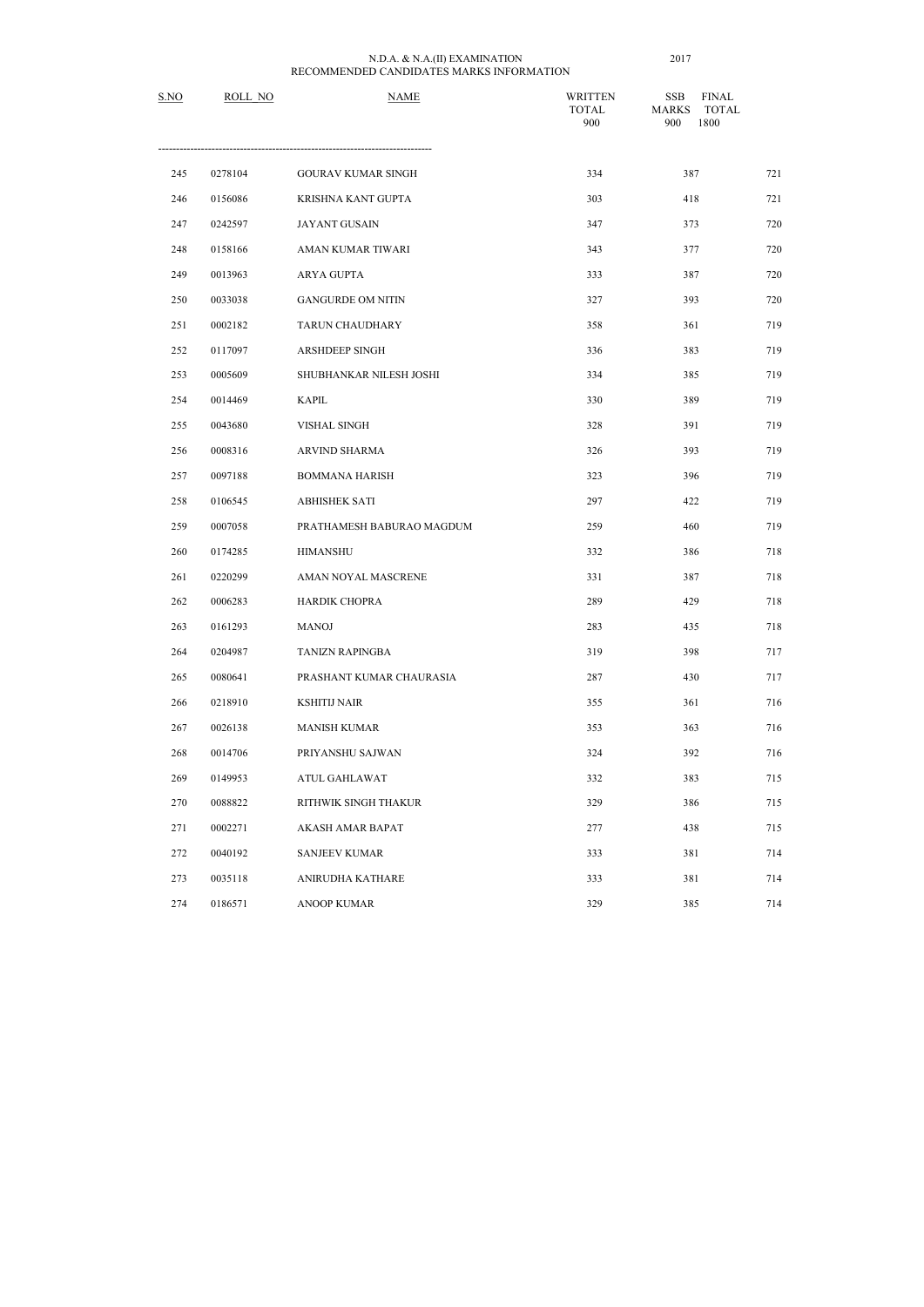N.D.A. & N.A.(II) EXAMINATION 2017

RECOMMENDED CANDIDATES MARKS INFORMATION

| S.NO | ROLL NO | NAME | WRITTEN TOTAL 900 | SSB MARKS 900 | FINAL TOTAL 1800 |
|---|---|---|---|---|---|
| 245 | 0278104 | GOURAV KUMAR SINGH | 334 | 387 | 721 |
| 246 | 0156086 | KRISHNA KANT GUPTA | 303 | 418 | 721 |
| 247 | 0242597 | JAYANT GUSAIN | 347 | 373 | 720 |
| 248 | 0158166 | AMAN KUMAR TIWARI | 343 | 377 | 720 |
| 249 | 0013963 | ARYA GUPTA | 333 | 387 | 720 |
| 250 | 0033038 | GANGURDE OM NITIN | 327 | 393 | 720 |
| 251 | 0002182 | TARUN CHAUDHARY | 358 | 361 | 719 |
| 252 | 0117097 | ARSHDEEP SINGH | 336 | 383 | 719 |
| 253 | 0005609 | SHUBHANKAR NILESH JOSHI | 334 | 385 | 719 |
| 254 | 0014469 | KAPIL | 330 | 389 | 719 |
| 255 | 0043680 | VISHAL SINGH | 328 | 391 | 719 |
| 256 | 0008316 | ARVIND SHARMA | 326 | 393 | 719 |
| 257 | 0097188 | BOMMANA HARISH | 323 | 396 | 719 |
| 258 | 0106545 | ABHISHEK SATI | 297 | 422 | 719 |
| 259 | 0007058 | PRATHAMESH BABURAO MAGDUM | 259 | 460 | 719 |
| 260 | 0174285 | HIMANSHU | 332 | 386 | 718 |
| 261 | 0220299 | AMAN NOYAL MASCRENE | 331 | 387 | 718 |
| 262 | 0006283 | HARDIK CHOPRA | 289 | 429 | 718 |
| 263 | 0161293 | MANOJ | 283 | 435 | 718 |
| 264 | 0204987 | TANIZN RAPINGBA | 319 | 398 | 717 |
| 265 | 0080641 | PRASHANT KUMAR CHAURASIA | 287 | 430 | 717 |
| 266 | 0218910 | KSHITIJ NAIR | 355 | 361 | 716 |
| 267 | 0026138 | MANISH KUMAR | 353 | 363 | 716 |
| 268 | 0014706 | PRIYANSHU SAJWAN | 324 | 392 | 716 |
| 269 | 0149953 | ATUL GAHLAWAT | 332 | 383 | 715 |
| 270 | 0088822 | RITHWIK SINGH THAKUR | 329 | 386 | 715 |
| 271 | 0002271 | AKASH AMAR BAPAT | 277 | 438 | 715 |
| 272 | 0040192 | SANJEEV KUMAR | 333 | 381 | 714 |
| 273 | 0035118 | ANIRUDHA KATHARE | 333 | 381 | 714 |
| 274 | 0186571 | ANOOP KUMAR | 329 | 385 | 714 |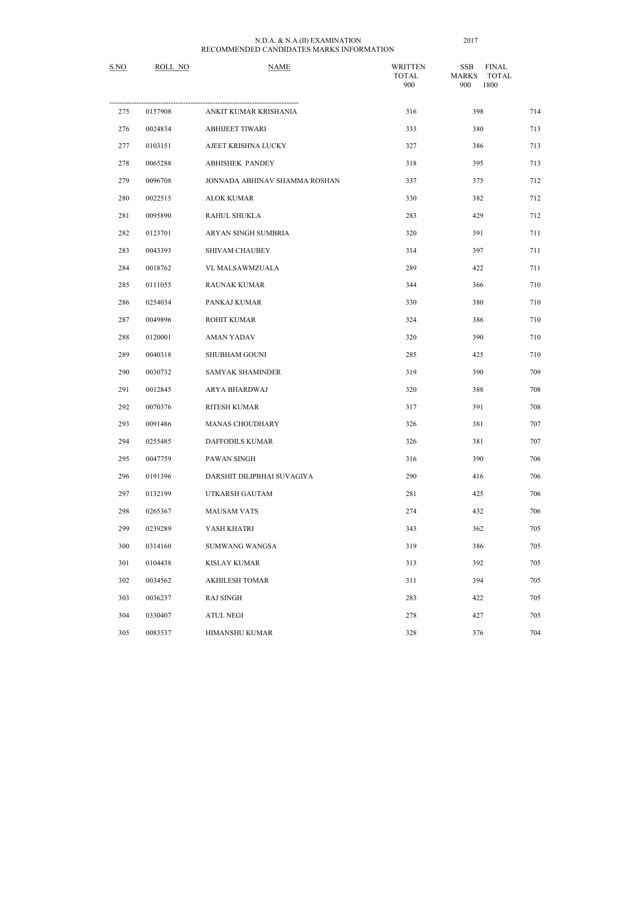N.D.A. & N.A.(II) EXAMINATION 2017

RECOMMENDED CANDIDATES MARKS INFORMATION

| S.NO | ROLL NO | NAME | WRITTEN TOTAL 900 | SSB MARKS 900 | FINAL TOTAL 1800 |
|---|---|---|---|---|---|
| 275 | 0157908 | ANKIT KUMAR KRISHANIA | 316 | 398 | 714 |
| 276 | 0024834 | ABHIJEET TIWARI | 333 | 380 | 713 |
| 277 | 0103151 | AJEET KRISHNA LUCKY | 327 | 386 | 713 |
| 278 | 0065288 | ABHISHEK PANDEY | 318 | 395 | 713 |
| 279 | 0096708 | JONNADA ABHINAV SHAMMA ROSHAN | 337 | 375 | 712 |
| 280 | 0022515 | ALOK KUMAR | 330 | 382 | 712 |
| 281 | 0095890 | RAHUL SHUKLA | 283 | 429 | 712 |
| 282 | 0123701 | ARYAN SINGH SUMBRIA | 320 | 391 | 711 |
| 283 | 0043393 | SHIVAM CHAUBEY | 314 | 397 | 711 |
| 284 | 0018762 | VL MALSAWMZUALA | 289 | 422 | 711 |
| 285 | 0111055 | RAUNAK KUMAR | 344 | 366 | 710 |
| 286 | 0254034 | PANKAJ KUMAR | 330 | 380 | 710 |
| 287 | 0049896 | ROHIT KUMAR | 324 | 386 | 710 |
| 288 | 0120001 | AMAN YADAV | 320 | 390 | 710 |
| 289 | 0040318 | SHUBHAM GOUNI | 285 | 425 | 710 |
| 290 | 0030732 | SAMYAK SHAMINDER | 319 | 390 | 709 |
| 291 | 0012845 | ARYA BHARDWAJ | 320 | 388 | 708 |
| 292 | 0070376 | RITESH KUMAR | 317 | 391 | 708 |
| 293 | 0091486 | MANAS CHOUDHARY | 326 | 381 | 707 |
| 294 | 0255485 | DAFFODILS KUMAR | 326 | 381 | 707 |
| 295 | 0047759 | PAWAN SINGH | 316 | 390 | 706 |
| 296 | 0191396 | DARSHIT DILIPBHAI SUVAGIYA | 290 | 416 | 706 |
| 297 | 0132199 | UTKARSH GAUTAM | 281 | 425 | 706 |
| 298 | 0265367 | MAUSAM VATS | 274 | 432 | 706 |
| 299 | 0239289 | YASH KHATRI | 343 | 362 | 705 |
| 300 | 0314160 | SUMWANG WANGSA | 319 | 386 | 705 |
| 301 | 0104438 | KISLAY KUMAR | 313 | 392 | 705 |
| 302 | 0034562 | AKHILESH TOMAR | 311 | 394 | 705 |
| 303 | 0036237 | RAJ SINGH | 283 | 422 | 705 |
| 304 | 0330407 | ATUL NEGI | 278 | 427 | 705 |
| 305 | 0083537 | HIMANSHU KUMAR | 328 | 376 | 704 |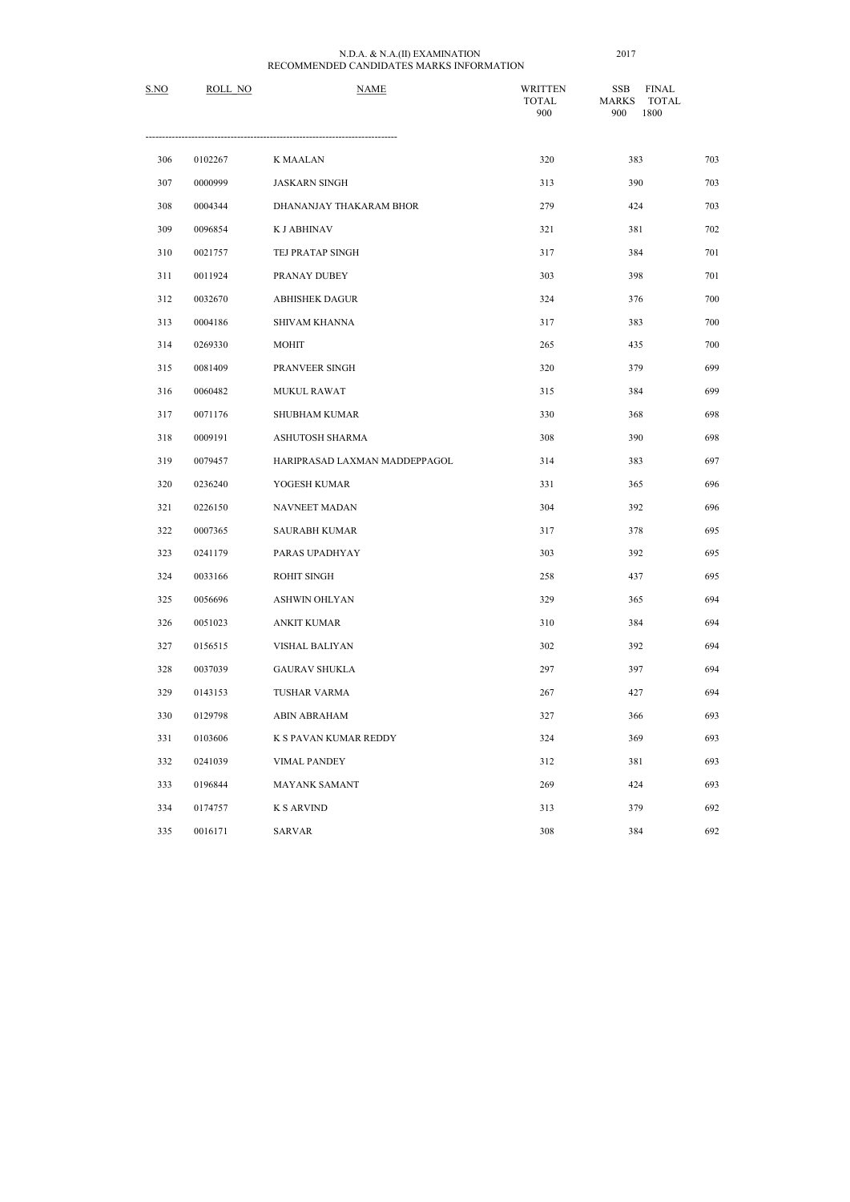N.D.A. & N.A.(II) EXAMINATION 2017

RECOMMENDED CANDIDATES MARKS INFORMATION

| S.NO | ROLL NO | NAME | WRITTEN TOTAL 900 | SSB MARKS 900 | FINAL TOTAL 1800 |
|---|---|---|---|---|---|
| 306 | 0102267 | K MAALAN | 320 | 383 | 703 |
| 307 | 0000999 | JASKARN SINGH | 313 | 390 | 703 |
| 308 | 0004344 | DHANANJAY THAKARAM BHOR | 279 | 424 | 703 |
| 309 | 0096854 | K J ABHINAV | 321 | 381 | 702 |
| 310 | 0021757 | TEJ PRATAP SINGH | 317 | 384 | 701 |
| 311 | 0011924 | PRANAY DUBEY | 303 | 398 | 701 |
| 312 | 0032670 | ABHISHEK DAGUR | 324 | 376 | 700 |
| 313 | 0004186 | SHIVAM KHANNA | 317 | 383 | 700 |
| 314 | 0269330 | MOHIT | 265 | 435 | 700 |
| 315 | 0081409 | PRANVEER SINGH | 320 | 379 | 699 |
| 316 | 0060482 | MUKUL RAWAT | 315 | 384 | 699 |
| 317 | 0071176 | SHUBHAM KUMAR | 330 | 368 | 698 |
| 318 | 0009191 | ASHUTOSH SHARMA | 308 | 390 | 698 |
| 319 | 0079457 | HARIPRASAD LAXMAN MADDEPPAGOL | 314 | 383 | 697 |
| 320 | 0236240 | YOGESH KUMAR | 331 | 365 | 696 |
| 321 | 0226150 | NAVNEET MADAN | 304 | 392 | 696 |
| 322 | 0007365 | SAURABH KUMAR | 317 | 378 | 695 |
| 323 | 0241179 | PARAS UPADHYAY | 303 | 392 | 695 |
| 324 | 0033166 | ROHIT SINGH | 258 | 437 | 695 |
| 325 | 0056696 | ASHWIN OHLYAN | 329 | 365 | 694 |
| 326 | 0051023 | ANKIT KUMAR | 310 | 384 | 694 |
| 327 | 0156515 | VISHAL BALIYAN | 302 | 392 | 694 |
| 328 | 0037039 | GAURAV SHUKLA | 297 | 397 | 694 |
| 329 | 0143153 | TUSHAR VARMA | 267 | 427 | 694 |
| 330 | 0129798 | ABIN ABRAHAM | 327 | 366 | 693 |
| 331 | 0103606 | K S PAVAN KUMAR REDDY | 324 | 369 | 693 |
| 332 | 0241039 | VIMAL PANDEY | 312 | 381 | 693 |
| 333 | 0196844 | MAYANK SAMANT | 269 | 424 | 693 |
| 334 | 0174757 | K S ARVIND | 313 | 379 | 692 |
| 335 | 0016171 | SARVAR | 308 | 384 | 692 |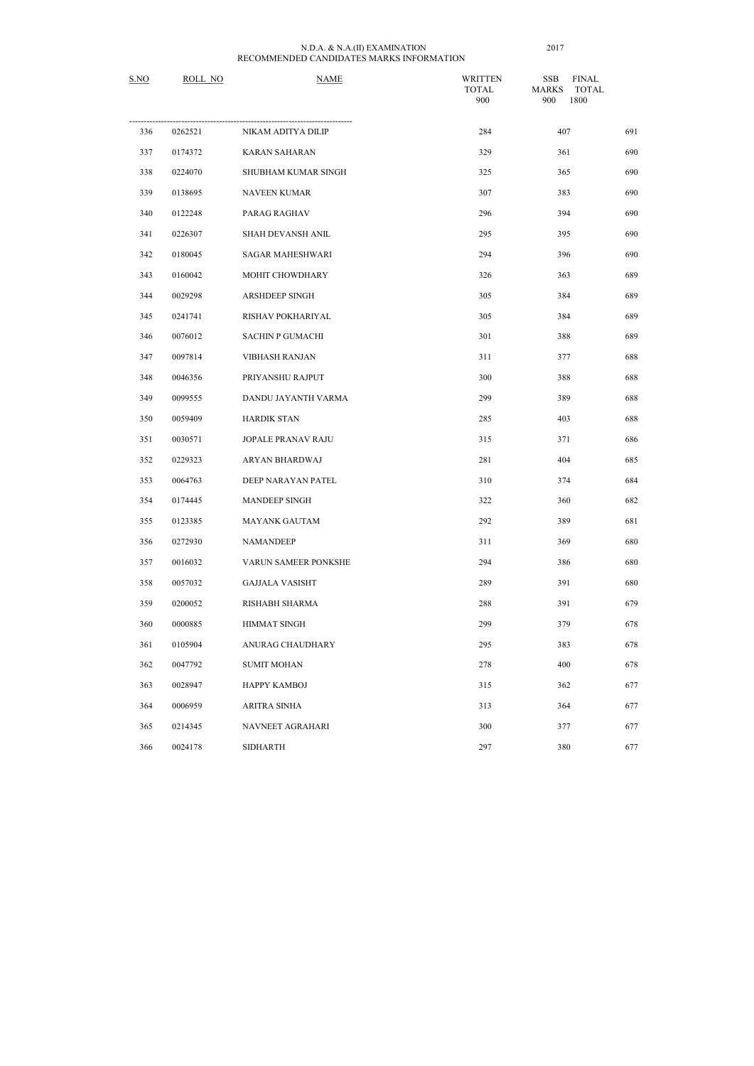N.D.A. & N.A.(II) EXAMINATION 2017

RECOMMENDED CANDIDATES MARKS INFORMATION

| S.NO | ROLL NO | NAME | WRITTEN TOTAL 900 | SSB MARKS 900 | FINAL TOTAL 1800 |
|---|---|---|---|---|---|
| 336 | 0262521 | NIKAM ADITYA DILIP | 284 | 407 | 691 |
| 337 | 0174372 | KARAN SAHARAN | 329 | 361 | 690 |
| 338 | 0224070 | SHUBHAM KUMAR SINGH | 325 | 365 | 690 |
| 339 | 0138695 | NAVEEN KUMAR | 307 | 383 | 690 |
| 340 | 0122248 | PARAG RAGHAV | 296 | 394 | 690 |
| 341 | 0226307 | SHAH DEVANSH ANIL | 295 | 395 | 690 |
| 342 | 0180045 | SAGAR MAHESHWARI | 294 | 396 | 690 |
| 343 | 0160042 | MOHIT CHOWDHARY | 326 | 363 | 689 |
| 344 | 0029298 | ARSHDEEP SINGH | 305 | 384 | 689 |
| 345 | 0241741 | RISHAV POKHARIYAL | 305 | 384 | 689 |
| 346 | 0076012 | SACHIN P GUMACHI | 301 | 388 | 689 |
| 347 | 0097814 | VIBHASH RANJAN | 311 | 377 | 688 |
| 348 | 0046356 | PRIYANSHU RAJPUT | 300 | 388 | 688 |
| 349 | 0099555 | DANDU JAYANTH VARMA | 299 | 389 | 688 |
| 350 | 0059409 | HARDIK STAN | 285 | 403 | 688 |
| 351 | 0030571 | JOPALE PRANAV RAJU | 315 | 371 | 686 |
| 352 | 0229323 | ARYAN BHARDWAJ | 281 | 404 | 685 |
| 353 | 0064763 | DEEP NARAYAN PATEL | 310 | 374 | 684 |
| 354 | 0174445 | MANDEEP SINGH | 322 | 360 | 682 |
| 355 | 0123385 | MAYANK GAUTAM | 292 | 389 | 681 |
| 356 | 0272930 | NAMANDEEP | 311 | 369 | 680 |
| 357 | 0016032 | VARUN SAMEER PONKSHE | 294 | 386 | 680 |
| 358 | 0057032 | GAJJALA VASISHT | 289 | 391 | 680 |
| 359 | 0200052 | RISHABH SHARMA | 288 | 391 | 679 |
| 360 | 0000885 | HIMMAT SINGH | 299 | 379 | 678 |
| 361 | 0105904 | ANURAG CHAUDHARY | 295 | 383 | 678 |
| 362 | 0047792 | SUMIT MOHAN | 278 | 400 | 678 |
| 363 | 0028947 | HAPPY KAMBOJ | 315 | 362 | 677 |
| 364 | 0006959 | ARITRA SINHA | 313 | 364 | 677 |
| 365 | 0214345 | NAVNEET AGRAHARI | 300 | 377 | 677 |
| 366 | 0024178 | SIDHARTH | 297 | 380 | 677 |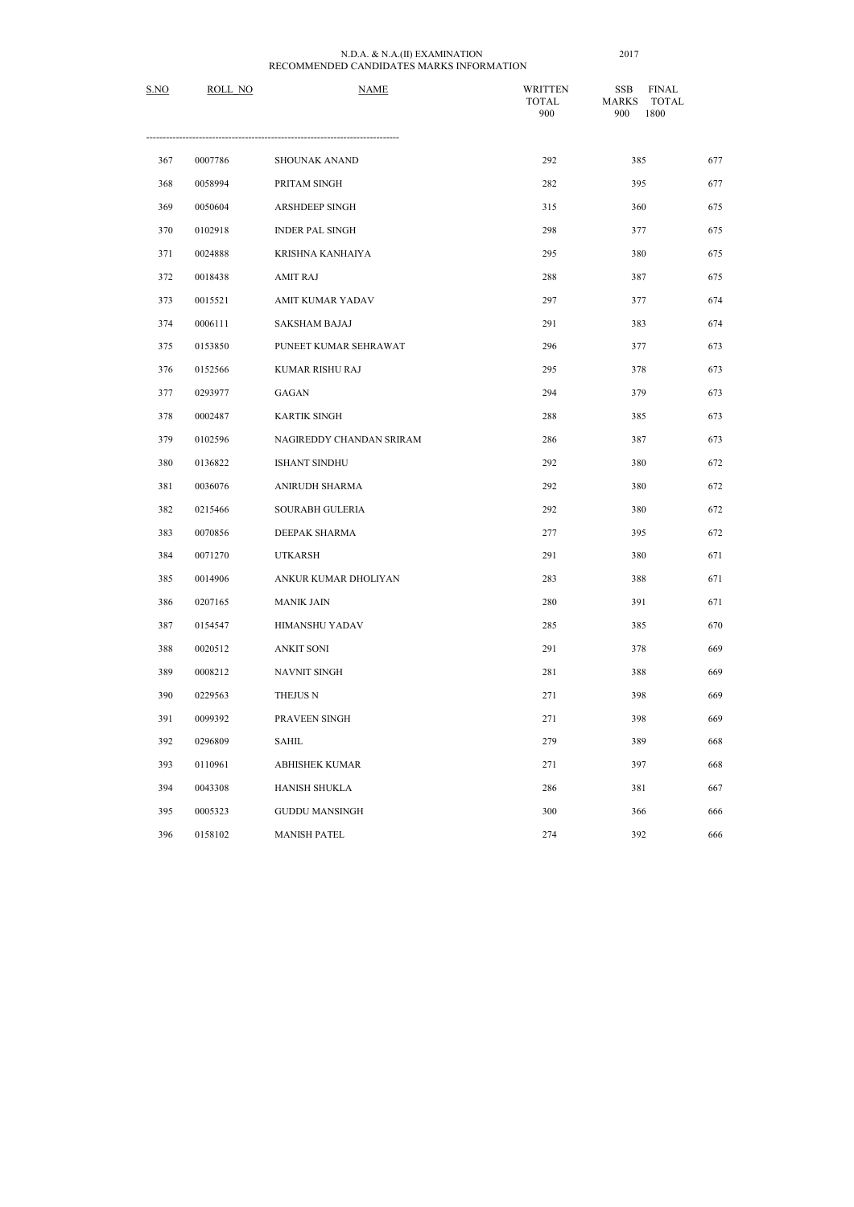N.D.A. & N.A.(II) EXAMINATION 2017

RECOMMENDED CANDIDATES MARKS INFORMATION

| S.NO | ROLL_NO | NAME | WRITTEN TOTAL 900 | SSB MARKS 900 | FINAL TOTAL 1800 |
|---|---|---|---|---|---|
| 367 | 0007786 | SHOUNAK ANAND | 292 | 385 | 677 |
| 368 | 0058994 | PRITAM SINGH | 282 | 395 | 677 |
| 369 | 0050604 | ARSHDEEP SINGH | 315 | 360 | 675 |
| 370 | 0102918 | INDER PAL SINGH | 298 | 377 | 675 |
| 371 | 0024888 | KRISHNA KANHAIYA | 295 | 380 | 675 |
| 372 | 0018438 | AMIT RAJ | 288 | 387 | 675 |
| 373 | 0015521 | AMIT KUMAR YADAV | 297 | 377 | 674 |
| 374 | 0006111 | SAKSHAM BAJAJ | 291 | 383 | 674 |
| 375 | 0153850 | PUNEET KUMAR SEHRAWAT | 296 | 377 | 673 |
| 376 | 0152566 | KUMAR RISHU RAJ | 295 | 378 | 673 |
| 377 | 0293977 | GAGAN | 294 | 379 | 673 |
| 378 | 0002487 | KARTIK SINGH | 288 | 385 | 673 |
| 379 | 0102596 | NAGIREDDY CHANDAN SRIRAM | 286 | 387 | 673 |
| 380 | 0136822 | ISHANT SINDHU | 292 | 380 | 672 |
| 381 | 0036076 | ANIRUDH SHARMA | 292 | 380 | 672 |
| 382 | 0215466 | SOURABH GULERIA | 292 | 380 | 672 |
| 383 | 0070856 | DEEPAK SHARMA | 277 | 395 | 672 |
| 384 | 0071270 | UTKARSH | 291 | 380 | 671 |
| 385 | 0014906 | ANKUR KUMAR DHOLIYAN | 283 | 388 | 671 |
| 386 | 0207165 | MANIK JAIN | 280 | 391 | 671 |
| 387 | 0154547 | HIMANSHU YADAV | 285 | 385 | 670 |
| 388 | 0020512 | ANKIT SONI | 291 | 378 | 669 |
| 389 | 0008212 | NAVNIT SINGH | 281 | 388 | 669 |
| 390 | 0229563 | THEJUS N | 271 | 398 | 669 |
| 391 | 0099392 | PRAVEEN SINGH | 271 | 398 | 669 |
| 392 | 0296809 | SAHIL | 279 | 389 | 668 |
| 393 | 0110961 | ABHISHEK KUMAR | 271 | 397 | 668 |
| 394 | 0043308 | HANISH SHUKLA | 286 | 381 | 667 |
| 395 | 0005323 | GUDDU MANSINGH | 300 | 366 | 666 |
| 396 | 0158102 | MANISH PATEL | 274 | 392 | 666 |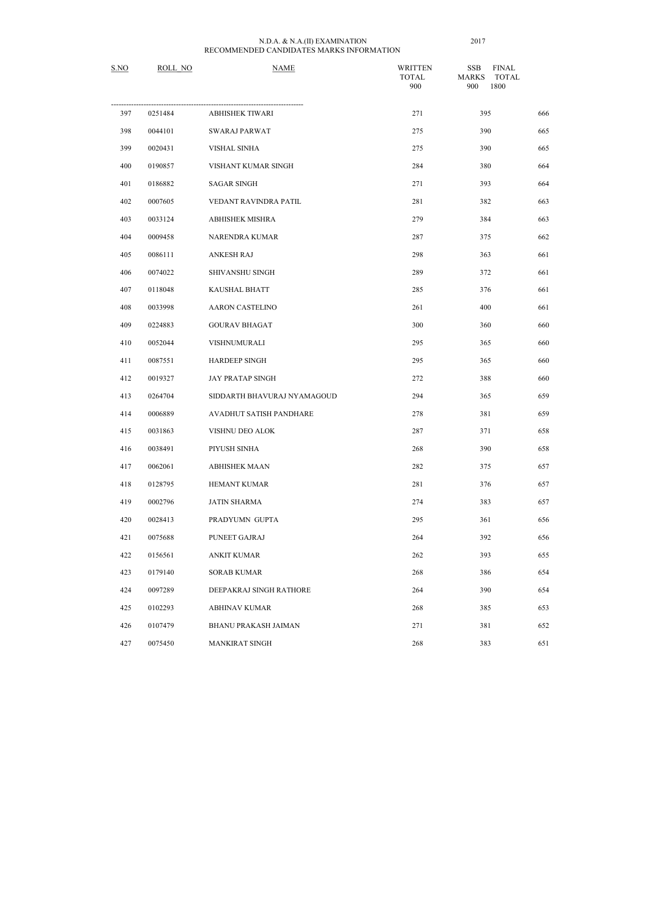N.D.A. & N.A.(II) EXAMINATION 2017

RECOMMENDED CANDIDATES MARKS INFORMATION

| S.NO | ROLL NO | NAME | WRITTEN TOTAL 900 | SSB MARKS 900 | FINAL TOTAL 1800 |
|---|---|---|---|---|---|
| 397 | 0251484 | ABHISHEK TIWARI | 271 | 395 | 666 |
| 398 | 0044101 | SWARAJ PARWAT | 275 | 390 | 665 |
| 399 | 0020431 | VISHAL SINHA | 275 | 390 | 665 |
| 400 | 0190857 | VISHANT KUMAR SINGH | 284 | 380 | 664 |
| 401 | 0186882 | SAGAR SINGH | 271 | 393 | 664 |
| 402 | 0007605 | VEDANT RAVINDRA PATIL | 281 | 382 | 663 |
| 403 | 0033124 | ABHISHEK MISHRA | 279 | 384 | 663 |
| 404 | 0009458 | NARENDRA KUMAR | 287 | 375 | 662 |
| 405 | 0086111 | ANKESH RAJ | 298 | 363 | 661 |
| 406 | 0074022 | SHIVANSHU SINGH | 289 | 372 | 661 |
| 407 | 0118048 | KAUSHAL BHATT | 285 | 376 | 661 |
| 408 | 0033998 | AARON CASTELINO | 261 | 400 | 661 |
| 409 | 0224883 | GOURAV BHAGAT | 300 | 360 | 660 |
| 410 | 0052044 | VISHNUMURALI | 295 | 365 | 660 |
| 411 | 0087551 | HARDEEP SINGH | 295 | 365 | 660 |
| 412 | 0019327 | JAY PRATAP SINGH | 272 | 388 | 660 |
| 413 | 0264704 | SIDDARTH BHAVURAJ NYAMAGOUD | 294 | 365 | 659 |
| 414 | 0006889 | AVADHUT SATISH PANDHARE | 278 | 381 | 659 |
| 415 | 0031863 | VISHNU DEO ALOK | 287 | 371 | 658 |
| 416 | 0038491 | PIYUSH SINHA | 268 | 390 | 658 |
| 417 | 0062061 | ABHISHEK MAAN | 282 | 375 | 657 |
| 418 | 0128795 | HEMANT KUMAR | 281 | 376 | 657 |
| 419 | 0002796 | JATIN SHARMA | 274 | 383 | 657 |
| 420 | 0028413 | PRADYUMN GUPTA | 295 | 361 | 656 |
| 421 | 0075688 | PUNEET GAJRAJ | 264 | 392 | 656 |
| 422 | 0156561 | ANKIT KUMAR | 262 | 393 | 655 |
| 423 | 0179140 | SORAB KUMAR | 268 | 386 | 654 |
| 424 | 0097289 | DEEPAKRAJ SINGH RATHORE | 264 | 390 | 654 |
| 425 | 0102293 | ABHINAV KUMAR | 268 | 385 | 653 |
| 426 | 0107479 | BHANU PRAKASH JAIMAN | 271 | 381 | 652 |
| 427 | 0075450 | MANKIRAT SINGH | 268 | 383 | 651 |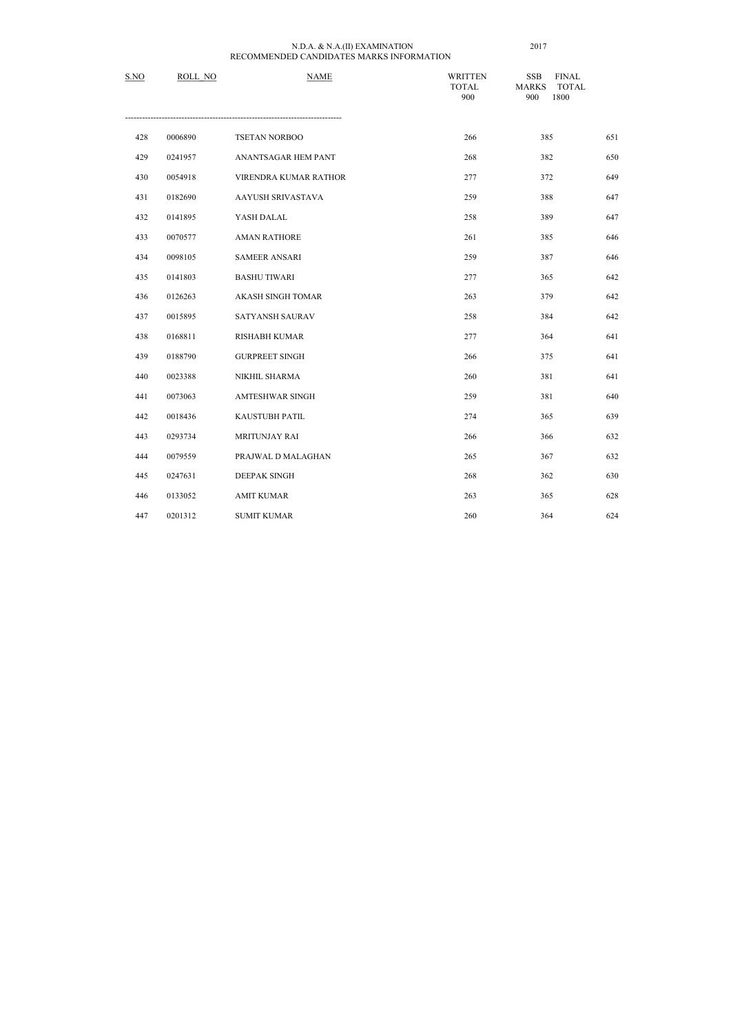N.D.A. & N.A.(II) EXAMINATION 2017

RECOMMENDED CANDIDATES MARKS INFORMATION

| S.NO | ROLL_NO | NAME | WRITTEN TOTAL 900 | SSB MARKS 900 | FINAL TOTAL 1800 |
|---|---|---|---|---|---|
| 428 | 0006890 | TSETAN NORBOO | 266 | 385 | 651 |
| 429 | 0241957 | ANANTSAGAR HEM PANT | 268 | 382 | 650 |
| 430 | 0054918 | VIRENDRA KUMAR RATHOR | 277 | 372 | 649 |
| 431 | 0182690 | AAYUSH SRIVASTAVA | 259 | 388 | 647 |
| 432 | 0141895 | YASH DALAL | 258 | 389 | 647 |
| 433 | 0070577 | AMAN RATHORE | 261 | 385 | 646 |
| 434 | 0098105 | SAMEER ANSARI | 259 | 387 | 646 |
| 435 | 0141803 | BASHU TIWARI | 277 | 365 | 642 |
| 436 | 0126263 | AKASH SINGH TOMAR | 263 | 379 | 642 |
| 437 | 0015895 | SATYANSH SAURAV | 258 | 384 | 642 |
| 438 | 0168811 | RISHABH KUMAR | 277 | 364 | 641 |
| 439 | 0188790 | GURPREET SINGH | 266 | 375 | 641 |
| 440 | 0023388 | NIKHIL SHARMA | 260 | 381 | 641 |
| 441 | 0073063 | AMTESHWAR SINGH | 259 | 381 | 640 |
| 442 | 0018436 | KAUSTUBH PATIL | 274 | 365 | 639 |
| 443 | 0293734 | MRITUNJAY RAI | 266 | 366 | 632 |
| 444 | 0079559 | PRAJWAL D MALAGHAN | 265 | 367 | 632 |
| 445 | 0247631 | DEEPAK SINGH | 268 | 362 | 630 |
| 446 | 0133052 | AMIT KUMAR | 263 | 365 | 628 |
| 447 | 0201312 | SUMIT KUMAR | 260 | 364 | 624 |